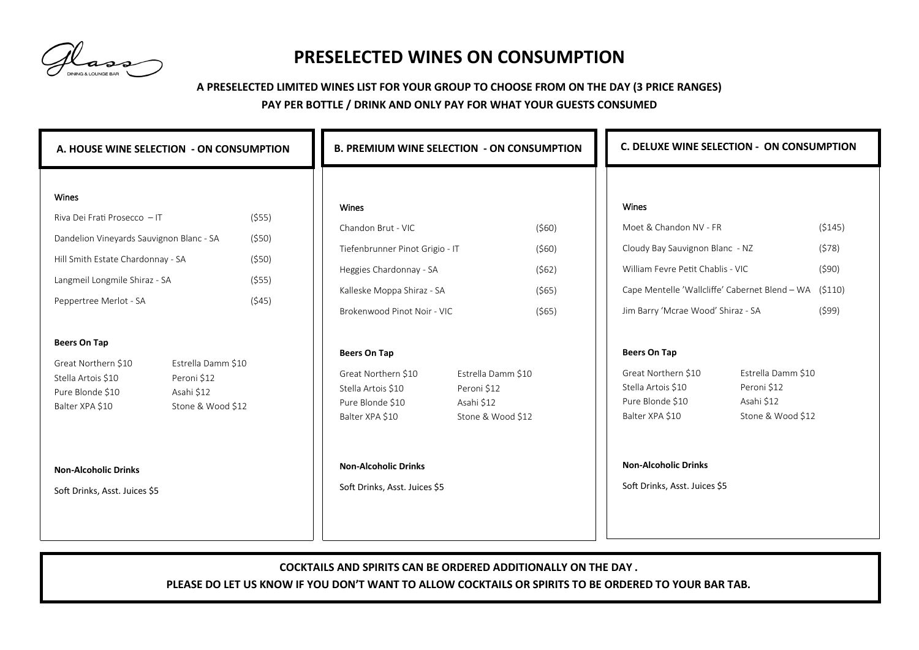Glass
DINING & LOUNGE BAR

# PRESELECTED WINES ON CONSUMPTION

**A PRESELECTED LIMITED WINES LIST FOR YOUR GROUP TO CHOOSE FROM ON THE DAY (3 PRICE RANGES)**

**PAY PER BOTTLE / DRINK AND ONLY PAY FOR WHAT YOUR GUESTS CONSUMED**

## A. HOUSE WINE SELECTION - ON CONSUMPTION

**Wines**

| Wine | Price |
| --- | --- |
| Riva Dei Frati Prosecco – IT | ($55) |
| Dandelion Vineyards Sauvignon Blanc - SA | ($50) |
| Hill Smith Estate Chardonnay - SA | ($50) |
| Langmeil Longmile Shiraz - SA | ($55) |
| Peppertree Merlot - SA | ($45) |

**Beers On Tap**

| | |
| --- | --- |
| Great Northern $10 | Estrella Damm $10 |
| Stella Artois $10 | Peroni $12 |
| Pure Blonde $10 | Asahi $12 |
| Balter XPA $10 | Stone & Wood $12 |

**Non-Alcoholic Drinks**

Soft Drinks, Asst. Juices $5

## B. PREMIUM WINE SELECTION - ON CONSUMPTION

**Wines**

| Wine | Price |
| --- | --- |
| Chandon Brut - VIC | ($60) |
| Tiefenbrunner Pinot Grigio - IT | ($60) |
| Heggies Chardonnay - SA | ($62) |
| Kalleske Moppa Shiraz - SA | ($65) |
| Brokenwood Pinot Noir - VIC | ($65) |

**Beers On Tap**

| | |
| --- | --- |
| Great Northern $10 | Estrella Damm $10 |
| Stella Artois $10 | Peroni $12 |
| Pure Blonde $10 | Asahi $12 |
| Balter XPA $10 | Stone & Wood $12 |

**Non-Alcoholic Drinks**

Soft Drinks, Asst. Juices $5

## C. DELUXE WINE SELECTION - ON CONSUMPTION

**Wines**

| Wine | Price |
| --- | --- |
| Moet & Chandon NV - FR | ($145) |
| Cloudy Bay Sauvignon Blanc - NZ | ($78) |
| William Fevre Petit Chablis - VIC | ($90) |
| Cape Mentelle 'Wallcliffe' Cabernet Blend – WA | ($110) |
| Jim Barry 'Mcrae Wood' Shiraz - SA | ($99) |

**Beers On Tap**

| | |
| --- | --- |
| Great Northern $10 | Estrella Damm $10 |
| Stella Artois $10 | Peroni $12 |
| Pure Blonde $10 | Asahi $12 |
| Balter XPA $10 | Stone & Wood $12 |

**Non-Alcoholic Drinks**

Soft Drinks, Asst. Juices $5

---

**COCKTAILS AND SPIRITS CAN BE ORDERED ADDITIONALLY ON THE DAY .**

**PLEASE DO LET US KNOW IF YOU DON'T WANT TO ALLOW COCKTAILS OR SPIRITS TO BE ORDERED TO YOUR BAR TAB.**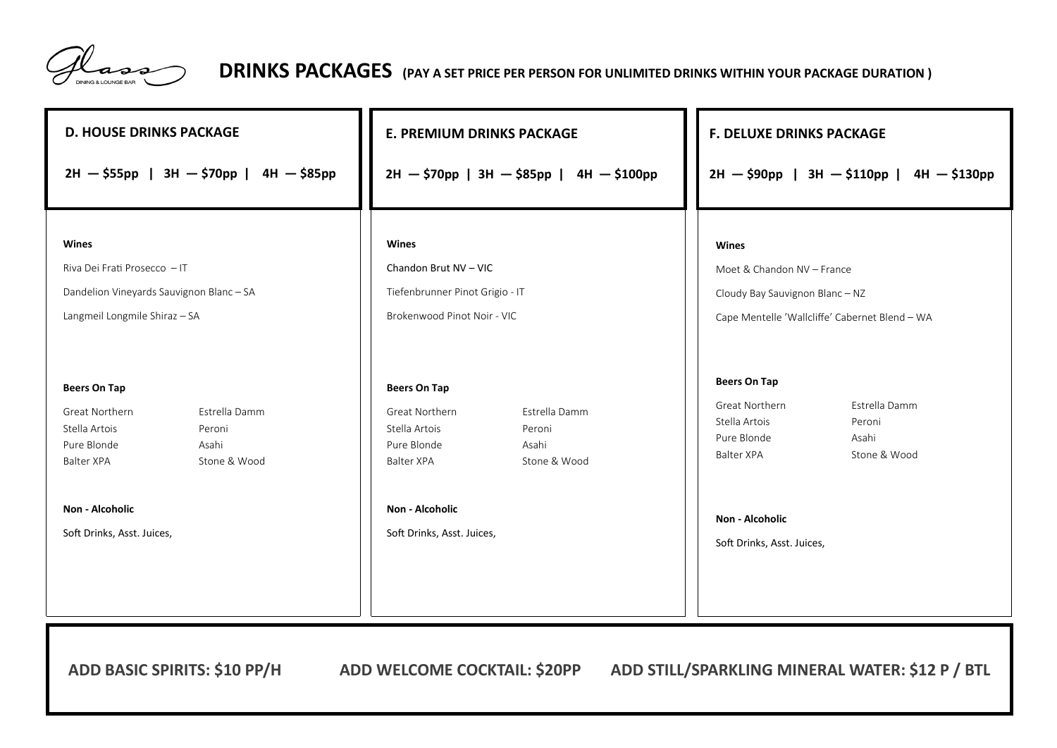# DRINKS PACKAGES (PAY A SET PRICE PER PERSON FOR UNLIMITED DRINKS WITHIN YOUR PACKAGE DURATION )

## D. HOUSE DRINKS PACKAGE

**2H — $55pp | 3H — $70pp | 4H — $85pp**

**Wines**

Riva Dei Frati Prosecco – IT

Dandelion Vineyards Sauvignon Blanc – SA

Langmeil Longmile Shiraz – SA

**Beers On Tap**

| | |
|---|---|
| Great Northern | Estrella Damm |
| Stella Artois | Peroni |
| Pure Blonde | Asahi |
| Balter XPA | Stone & Wood |

**Non - Alcoholic**

Soft Drinks, Asst. Juices,

## E. PREMIUM DRINKS PACKAGE

**2H — $70pp | 3H — $85pp | 4H — $100pp**

**Wines**

Chandon Brut NV – VIC

Tiefenbrunner Pinot Grigio - IT

Brokenwood Pinot Noir - VIC

**Beers On Tap**

| | |
|---|---|
| Great Northern | Estrella Damm |
| Stella Artois | Peroni |
| Pure Blonde | Asahi |
| Balter XPA | Stone & Wood |

**Non - Alcoholic**

Soft Drinks, Asst. Juices,

## F. DELUXE DRINKS PACKAGE

**2H — $90pp | 3H — $110pp | 4H — $130pp**

**Wines**

Moet & Chandon NV – France

Cloudy Bay Sauvignon Blanc – NZ

Cape Mentelle 'Wallcliffe' Cabernet Blend – WA

**Beers On Tap**

| | |
|---|---|
| Great Northern | Estrella Damm |
| Stella Artois | Peroni |
| Pure Blonde | Asahi |
| Balter XPA | Stone & Wood |

**Non - Alcoholic**

Soft Drinks, Asst. Juices,

**ADD BASIC SPIRITS: $10 PP/H**

**ADD WELCOME COCKTAIL: $20PP**

**ADD STILL/SPARKLING MINERAL WATER: $12 P / BTL**